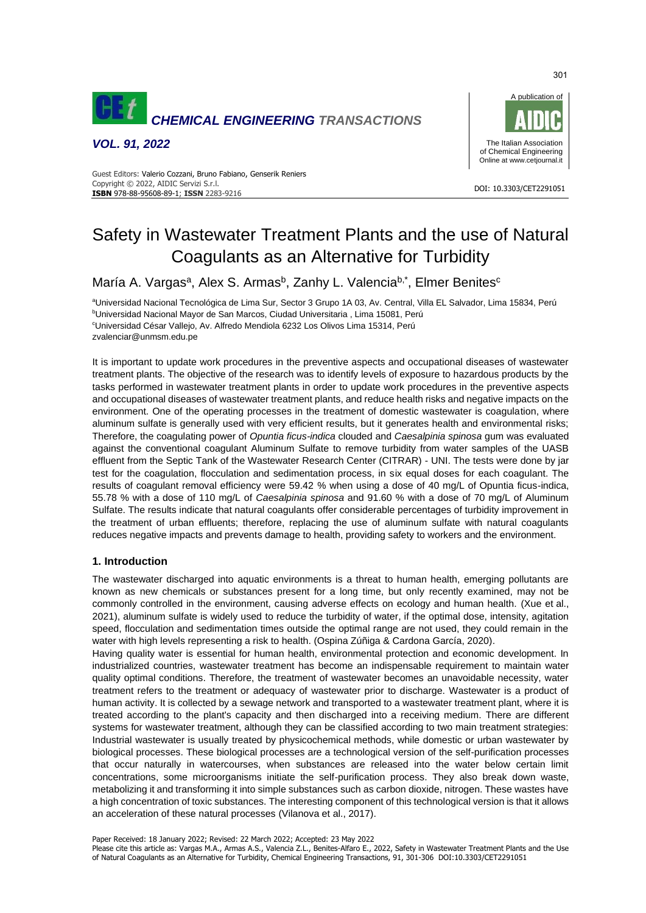# Safety in Wastewater Treatment Plants and the use of Natural Coagulants as an Alternative for Turbidity

María A. Vargas[a], Alex S. Armas[b], Zanhy L. Valencia[b,*], Elmer Benites[c]

[a]Universidad Nacional Tecnológica de Lima Sur, Sector 3 Grupo 1A 03, Av. Central, Villa EL Salvador, Lima 15834, Perú
[b]Universidad Nacional Mayor de San Marcos, Ciudad Universitaria , Lima 15081, Perú
[c]Universidad César Vallejo, Av. Alfredo Mendiola 6232 Los Olivos Lima 15314, Perú
zvalenciar@unmsm.edu.pe

It is important to update work procedures in the preventive aspects and occupational diseases of wastewater treatment plants. The objective of the research was to identify levels of exposure to hazardous products by the tasks performed in wastewater treatment plants in order to update work procedures in the preventive aspects and occupational diseases of wastewater treatment plants, and reduce health risks and negative impacts on the environment. One of the operating processes in the treatment of domestic wastewater is coagulation, where aluminum sulfate is generally used with very efficient results, but it generates health and environmental risks; Therefore, the coagulating power of *Opuntia ficus-indica* clouded and *Caesalpinia spinosa* gum was evaluated against the conventional coagulant Aluminum Sulfate to remove turbidity from water samples of the UASB effluent from the Septic Tank of the Wastewater Research Center (CITRAR) - UNI. The tests were done by jar test for the coagulation, flocculation and sedimentation process, in six equal doses for each coagulant. The results of coagulant removal efficiency were 59.42 % when using a dose of 40 mg/L of Opuntia ficus-indica, 55.78 % with a dose of 110 mg/L of *Caesalpinia spinosa* and 91.60 % with a dose of 70 mg/L of Aluminum Sulfate. The results indicate that natural coagulants offer considerable percentages of turbidity improvement in the treatment of urban effluents; therefore, replacing the use of aluminum sulfate with natural coagulants reduces negative impacts and prevents damage to health, providing safety to workers and the environment.

## 1. Introduction

The wastewater discharged into aquatic environments is a threat to human health, emerging pollutants are known as new chemicals or substances present for a long time, but only recently examined, may not be commonly controlled in the environment, causing adverse effects on ecology and human health. (Xue et al., 2021), aluminum sulfate is widely used to reduce the turbidity of water, if the optimal dose, intensity, agitation speed, flocculation and sedimentation times outside the optimal range are not used, they could remain in the water with high levels representing a risk to health. (Ospina Zúñiga & Cardona García, 2020).

Having quality water is essential for human health, environmental protection and economic development. In industrialized countries, wastewater treatment has become an indispensable requirement to maintain water quality optimal conditions. Therefore, the treatment of wastewater becomes an unavoidable necessity, water treatment refers to the treatment or adequacy of wastewater prior to discharge. Wastewater is a product of human activity. It is collected by a sewage network and transported to a wastewater treatment plant, where it is treated according to the plant's capacity and then discharged into a receiving medium. There are different systems for wastewater treatment, although they can be classified according to two main treatment strategies: Industrial wastewater is usually treated by physicochemical methods, while domestic or urban wastewater by biological processes. These biological processes are a technological version of the self-purification processes that occur naturally in watercourses, when substances are released into the water below certain limit concentrations, some microorganisms initiate the self-purification process. They also break down waste, metabolizing it and transforming it into simple substances such as carbon dioxide, nitrogen. These wastes have a high concentration of toxic substances. The interesting component of this technological version is that it allows an acceleration of these natural processes (Vilanova et al., 2017).

Paper Received: 18 January 2022; Revised: 22 March 2022; Accepted: 23 May 2022
Please cite this article as: Vargas M.A., Armas A.S., Valencia Z.L., Benites-Alfaro E., 2022, Safety in Wastewater Treatment Plants and the Use of Natural Coagulants as an Alternative for Turbidity, Chemical Engineering Transactions, 91, 301-306 DOI:10.3303/CET2291051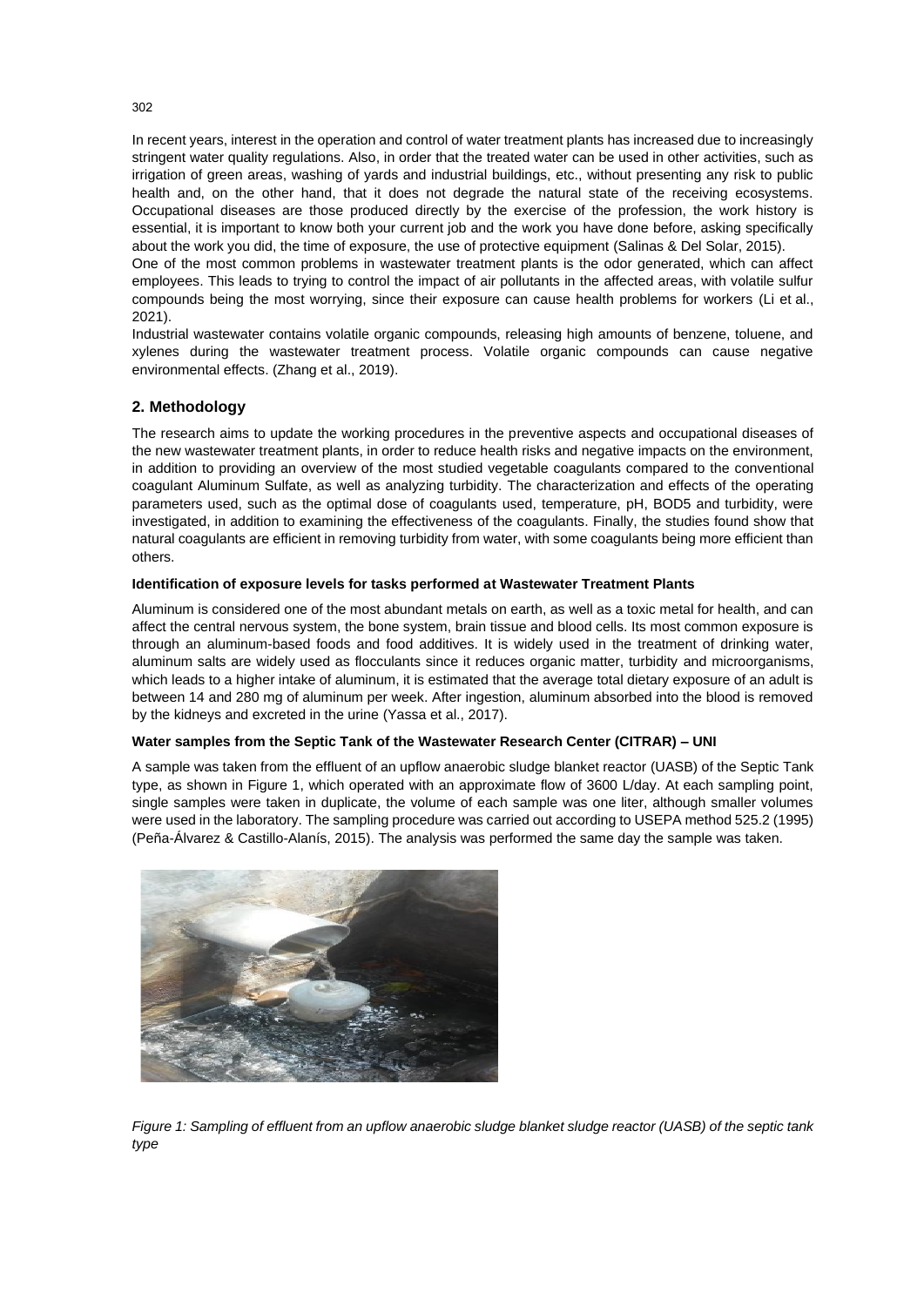In recent years, interest in the operation and control of water treatment plants has increased due to increasingly stringent water quality regulations. Also, in order that the treated water can be used in other activities, such as irrigation of green areas, washing of yards and industrial buildings, etc., without presenting any risk to public health and, on the other hand, that it does not degrade the natural state of the receiving ecosystems. Occupational diseases are those produced directly by the exercise of the profession, the work history is essential, it is important to know both your current job and the work you have done before, asking specifically about the work you did, the time of exposure, the use of protective equipment (Salinas & Del Solar, 2015).

One of the most common problems in wastewater treatment plants is the odor generated, which can affect employees. This leads to trying to control the impact of air pollutants in the affected areas, with volatile sulfur compounds being the most worrying, since their exposure can cause health problems for workers (Li et al., 2021).

Industrial wastewater contains volatile organic compounds, releasing high amounts of benzene, toluene, and xylenes during the wastewater treatment process. Volatile organic compounds can cause negative environmental effects. (Zhang et al., 2019).

## 2. Methodology

The research aims to update the working procedures in the preventive aspects and occupational diseases of the new wastewater treatment plants, in order to reduce health risks and negative impacts on the environment, in addition to providing an overview of the most studied vegetable coagulants compared to the conventional coagulant Aluminum Sulfate, as well as analyzing turbidity. The characterization and effects of the operating parameters used, such as the optimal dose of coagulants used, temperature, pH, BOD5 and turbidity, were investigated, in addition to examining the effectiveness of the coagulants. Finally, the studies found show that natural coagulants are efficient in removing turbidity from water, with some coagulants being more efficient than others.

**Identification of exposure levels for tasks performed at Wastewater Treatment Plants**

Aluminum is considered one of the most abundant metals on earth, as well as a toxic metal for health, and can affect the central nervous system, the bone system, brain tissue and blood cells. Its most common exposure is through an aluminum-based foods and food additives. It is widely used in the treatment of drinking water, aluminum salts are widely used as flocculants since it reduces organic matter, turbidity and microorganisms, which leads to a higher intake of aluminum, it is estimated that the average total dietary exposure of an adult is between 14 and 280 mg of aluminum per week. After ingestion, aluminum absorbed into the blood is removed by the kidneys and excreted in the urine (Yassa et al., 2017).

**Water samples from the Septic Tank of the Wastewater Research Center (CITRAR) – UNI**

A sample was taken from the effluent of an upflow anaerobic sludge blanket reactor (UASB) of the Septic Tank type, as shown in Figure 1, which operated with an approximate flow of 3600 L/day. At each sampling point, single samples were taken in duplicate, the volume of each sample was one liter, although smaller volumes were used in the laboratory. The sampling procedure was carried out according to USEPA method 525.2 (1995) (Peña-Álvarez & Castillo-Alanís, 2015). The analysis was performed the same day the sample was taken.

*Figure 1: Sampling of effluent from an upflow anaerobic sludge blanket sludge reactor (UASB) of the septic tank type*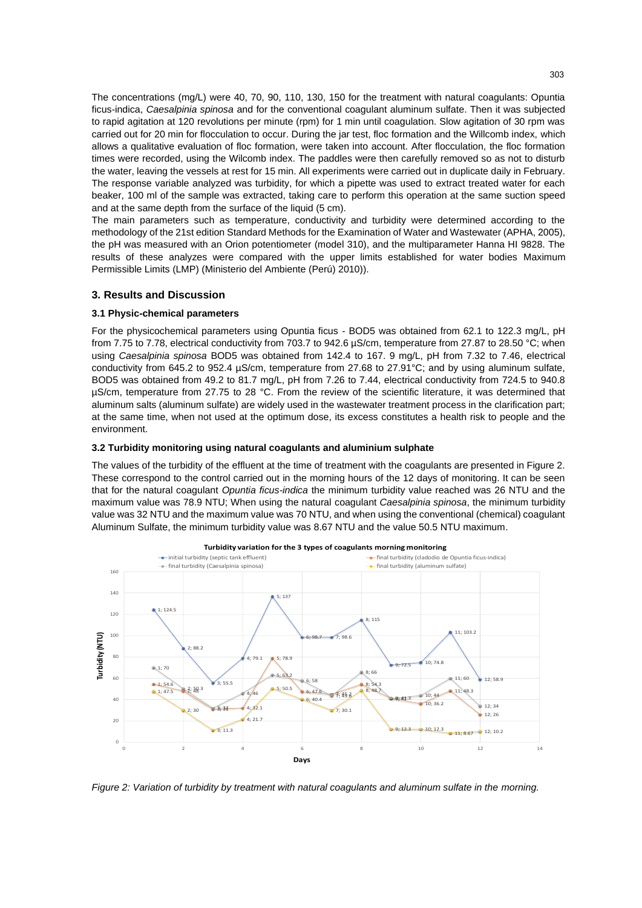The concentrations (mg/L) were 40, 70, 90, 110, 130, 150 for the treatment with natural coagulants: Opuntia ficus-indica, *Caesalpinia spinosa* and for the conventional coagulant aluminum sulfate. Then it was subjected to rapid agitation at 120 revolutions per minute (rpm) for 1 min until coagulation. Slow agitation of 30 rpm was carried out for 20 min for flocculation to occur. During the jar test, floc formation and the Willcomb index, which allows a qualitative evaluation of floc formation, were taken into account. After flocculation, the floc formation times were recorded, using the Wilcomb index. The paddles were then carefully removed so as not to disturb the water, leaving the vessels at rest for 15 min. All experiments were carried out in duplicate daily in February. The response variable analyzed was turbidity, for which a pipette was used to extract treated water for each beaker, 100 ml of the sample was extracted, taking care to perform this operation at the same suction speed and at the same depth from the surface of the liquid (5 cm).

The main parameters such as temperature, conductivity and turbidity were determined according to the methodology of the 21st edition Standard Methods for the Examination of Water and Wastewater (APHA, 2005), the pH was measured with an Orion potentiometer (model 310), and the multiparameter Hanna HI 9828. The results of these analyzes were compared with the upper limits established for water bodies Maximum Permissible Limits (LMP) (Ministerio del Ambiente (Perú) 2010)).

## 3. Results and Discussion

### 3.1 Physic-chemical parameters

For the physicochemical parameters using Opuntia ficus - BOD5 was obtained from 62.1 to 122.3 mg/L, pH from 7.75 to 7.78, electrical conductivity from 703.7 to 942.6 µS/cm, temperature from 27.87 to 28.50 °C; when using *Caesalpinia spinosa* BOD5 was obtained from 142.4 to 167. 9 mg/L, pH from 7.32 to 7.46, electrical conductivity from 645.2 to 952.4 µS/cm, temperature from 27.68 to 27.91°C; and by using aluminum sulfate, BOD5 was obtained from 49.2 to 81.7 mg/L, pH from 7.26 to 7.44, electrical conductivity from 724.5 to 940.8 µS/cm, temperature from 27.75 to 28 °C. From the review of the scientific literature, it was determined that aluminum salts (aluminum sulfate) are widely used in the wastewater treatment process in the clarification part; at the same time, when not used at the optimum dose, its excess constitutes a health risk to people and the environment.

### 3.2 Turbidity monitoring using natural coagulants and aluminium sulphate

The values of the turbidity of the effluent at the time of treatment with the coagulants are presented in Figure 2. These correspond to the control carried out in the morning hours of the 12 days of monitoring. It can be seen that for the natural coagulant *Opuntia ficus-indica* the minimum turbidity value reached was 26 NTU and the maximum value was 78.9 NTU; When using the natural coagulant *Caesalpinia spinosa*, the minimum turbidity value was 32 NTU and the maximum value was 70 NTU, and when using the conventional (chemical) coagulant Aluminum Sulfate, the minimum turbidity value was 8.67 NTU and the value 50.5 NTU maximum.

*Figure 2: Variation of turbidity by treatment with natural coagulants and aluminum sulfate in the morning.*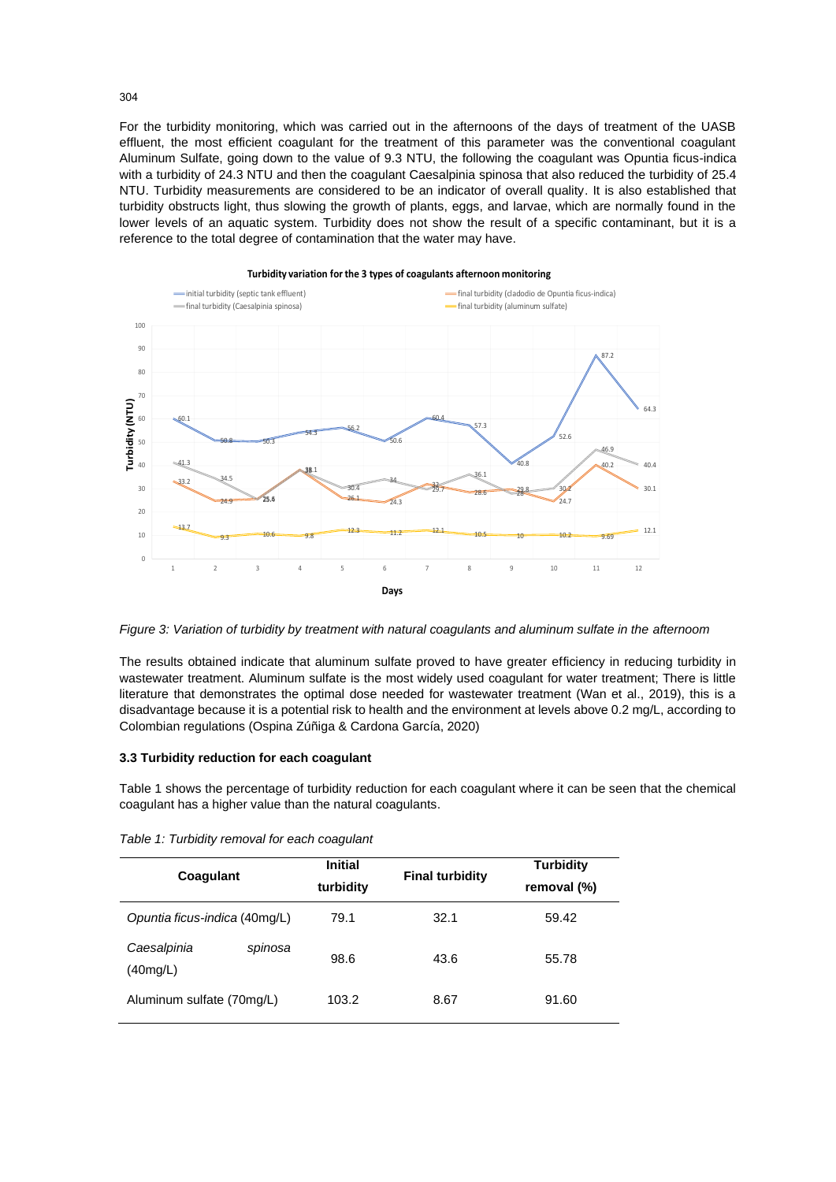For the turbidity monitoring, which was carried out in the afternoons of the days of treatment of the UASB effluent, the most efficient coagulant for the treatment of this parameter was the conventional coagulant Aluminum Sulfate, going down to the value of 9.3 NTU, the following the coagulant was Opuntia ficus-indica with a turbidity of 24.3 NTU and then the coagulant Caesalpinia spinosa that also reduced the turbidity of 25.4 NTU. Turbidity measurements are considered to be an indicator of overall quality. It is also established that turbidity obstructs light, thus slowing the growth of plants, eggs, and larvae, which are normally found in the lower levels of an aquatic system. Turbidity does not show the result of a specific contaminant, but it is a reference to the total degree of contamination that the water may have.

*Figure 3: Variation of turbidity by treatment with natural coagulants and aluminum sulfate in the afternoom*

The results obtained indicate that aluminum sulfate proved to have greater efficiency in reducing turbidity in wastewater treatment. Aluminum sulfate is the most widely used coagulant for water treatment; There is little literature that demonstrates the optimal dose needed for wastewater treatment (Wan et al., 2019), this is a disadvantage because it is a potential risk to health and the environment at levels above 0.2 mg/L, according to Colombian regulations (Ospina Zúñiga & Cardona García, 2020)

### 3.3 Turbidity reduction for each coagulant

Table 1 shows the percentage of turbidity reduction for each coagulant where it can be seen that the chemical coagulant has a higher value than the natural coagulants.

*Table 1: Turbidity removal for each coagulant*

| Coagulant | Initial turbidity | Final turbidity | Turbidity removal (%) |
|---|---|---|---|
| *Opuntia ficus-indica* (40mg/L) | 79.1 | 32.1 | 59.42 |
| *Caesalpinia spinosa* (40mg/L) | 98.6 | 43.6 | 55.78 |
| Aluminum sulfate (70mg/L) | 103.2 | 8.67 | 91.60 |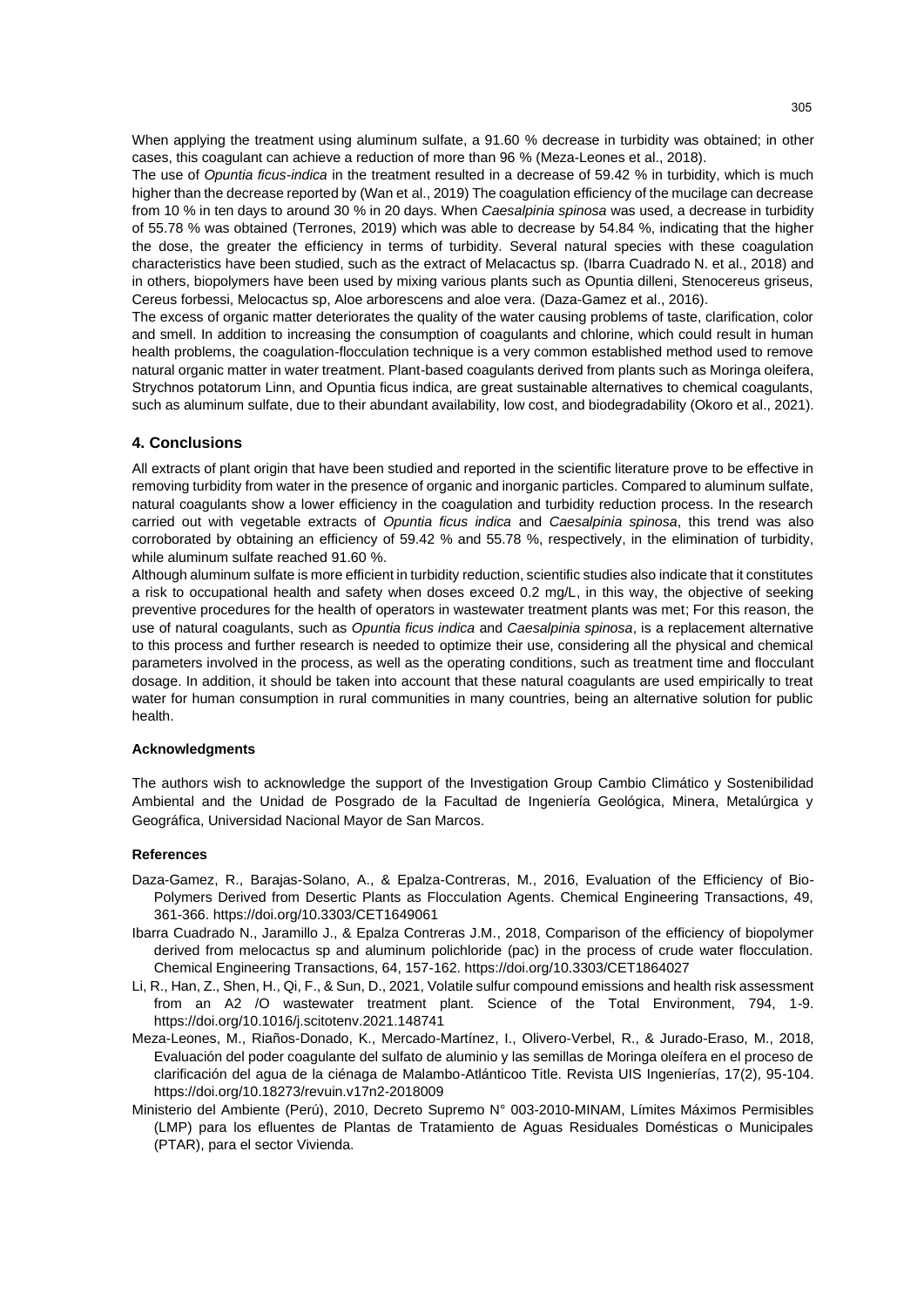When applying the treatment using aluminum sulfate, a 91.60 % decrease in turbidity was obtained; in other cases, this coagulant can achieve a reduction of more than 96 % (Meza-Leones et al., 2018).

The use of *Opuntia ficus-indica* in the treatment resulted in a decrease of 59.42 % in turbidity, which is much higher than the decrease reported by (Wan et al., 2019) The coagulation efficiency of the mucilage can decrease from 10 % in ten days to around 30 % in 20 days. When *Caesalpinia spinosa* was used, a decrease in turbidity of 55.78 % was obtained (Terrones, 2019) which was able to decrease by 54.84 %, indicating that the higher the dose, the greater the efficiency in terms of turbidity. Several natural species with these coagulation characteristics have been studied, such as the extract of Melacactus sp. (Ibarra Cuadrado N. et al., 2018) and in others, biopolymers have been used by mixing various plants such as Opuntia dilleni, Stenocereus griseus, Cereus forbessi, Melocactus sp, Aloe arborescens and aloe vera. (Daza-Gamez et al., 2016).

The excess of organic matter deteriorates the quality of the water causing problems of taste, clarification, color and smell. In addition to increasing the consumption of coagulants and chlorine, which could result in human health problems, the coagulation-flocculation technique is a very common established method used to remove natural organic matter in water treatment. Plant-based coagulants derived from plants such as Moringa oleifera, Strychnos potatorum Linn, and Opuntia ficus indica, are great sustainable alternatives to chemical coagulants, such as aluminum sulfate, due to their abundant availability, low cost, and biodegradability (Okoro et al., 2021).

## 4. Conclusions

All extracts of plant origin that have been studied and reported in the scientific literature prove to be effective in removing turbidity from water in the presence of organic and inorganic particles. Compared to aluminum sulfate, natural coagulants show a lower efficiency in the coagulation and turbidity reduction process. In the research carried out with vegetable extracts of *Opuntia ficus indica* and *Caesalpinia spinosa*, this trend was also corroborated by obtaining an efficiency of 59.42 % and 55.78 %, respectively, in the elimination of turbidity, while aluminum sulfate reached 91.60 %.

Although aluminum sulfate is more efficient in turbidity reduction, scientific studies also indicate that it constitutes a risk to occupational health and safety when doses exceed 0.2 mg/L, in this way, the objective of seeking preventive procedures for the health of operators in wastewater treatment plants was met; For this reason, the use of natural coagulants, such as *Opuntia ficus indica* and *Caesalpinia spinosa*, is a replacement alternative to this process and further research is needed to optimize their use, considering all the physical and chemical parameters involved in the process, as well as the operating conditions, such as treatment time and flocculant dosage. In addition, it should be taken into account that these natural coagulants are used empirically to treat water for human consumption in rural communities in many countries, being an alternative solution for public health.

#### Acknowledgments

The authors wish to acknowledge the support of the Investigation Group Cambio Climático y Sostenibilidad Ambiental and the Unidad de Posgrado de la Facultad de Ingeniería Geológica, Minera, Metalúrgica y Geográfica, Universidad Nacional Mayor de San Marcos.

#### References

Daza-Gamez, R., Barajas-Solano, A., & Epalza-Contreras, M., 2016, Evaluation of the Efficiency of Bio-Polymers Derived from Desertic Plants as Flocculation Agents. Chemical Engineering Transactions, 49, 361-366. https://doi.org/10.3303/CET1649061

Ibarra Cuadrado N., Jaramillo J., & Epalza Contreras J.M., 2018, Comparison of the efficiency of biopolymer derived from melocactus sp and aluminum polichloride (pac) in the process of crude water flocculation. Chemical Engineering Transactions, 64, 157-162. https://doi.org/10.3303/CET1864027

Li, R., Han, Z., Shen, H., Qi, F., & Sun, D., 2021, Volatile sulfur compound emissions and health risk assessment from an A2 /O wastewater treatment plant. Science of the Total Environment, 794, 1-9. https://doi.org/10.1016/j.scitotenv.2021.148741

Meza-Leones, M., Riaños-Donado, K., Mercado-Martínez, I., Olivero-Verbel, R., & Jurado-Eraso, M., 2018, Evaluación del poder coagulante del sulfato de aluminio y las semillas de Moringa oleífera en el proceso de clarificación del agua de la ciénaga de Malambo-Atlánticoo Title. Revista UIS Ingenierías, 17(2), 95-104. https://doi.org/10.18273/revuin.v17n2-2018009

Ministerio del Ambiente (Perú), 2010, Decreto Supremo N° 003-2010-MINAM, Límites Máximos Permisibles (LMP) para los efluentes de Plantas de Tratamiento de Aguas Residuales Domésticas o Municipales (PTAR), para el sector Vivienda.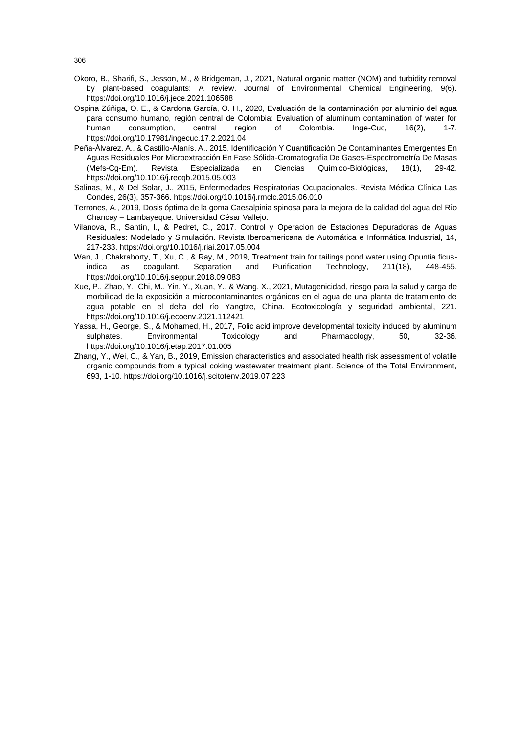Okoro, B., Sharifi, S., Jesson, M., & Bridgeman, J., 2021, Natural organic matter (NOM) and turbidity removal by plant-based coagulants: A review. Journal of Environmental Chemical Engineering, 9(6). https://doi.org/10.1016/j.jece.2021.106588

Ospina Zúñiga, O. E., & Cardona García, O. H., 2020, Evaluación de la contaminación por aluminio del agua para consumo humano, región central de Colombia: Evaluation of aluminum contamination of water for human consumption, central region of Colombia. Inge-Cuc, 16(2), 1-7. https://doi.org/10.17981/ingecuc.17.2.2021.04

Peña-Álvarez, A., & Castillo-Alanís, A., 2015, Identificación Y Cuantificación De Contaminantes Emergentes En Aguas Residuales Por Microextracción En Fase Sólida-Cromatografía De Gases-Espectrometría De Masas (Mefs-Cg-Em). Revista Especializada en Ciencias Químico-Biológicas, 18(1), 29-42. https://doi.org/10.1016/j.recqb.2015.05.003

Salinas, M., & Del Solar, J., 2015, Enfermedades Respiratorias Ocupacionales. Revista Médica Clínica Las Condes, 26(3), 357-366. https://doi.org/10.1016/j.rmclc.2015.06.010

Terrones, A., 2019, Dosis óptima de la goma Caesalpinia spinosa para la mejora de la calidad del agua del Río Chancay – Lambayeque. Universidad César Vallejo.

Vilanova, R., Santín, I., & Pedret, C., 2017. Control y Operacion de Estaciones Depuradoras de Aguas Residuales: Modelado y Simulación. Revista Iberoamericana de Automática e Informática Industrial, 14, 217-233. https://doi.org/10.1016/j.riai.2017.05.004

Wan, J., Chakraborty, T., Xu, C., & Ray, M., 2019, Treatment train for tailings pond water using Opuntia ficus-indica as coagulant. Separation and Purification Technology, 211(18), 448-455. https://doi.org/10.1016/j.seppur.2018.09.083

Xue, P., Zhao, Y., Chi, M., Yin, Y., Xuan, Y., & Wang, X., 2021, Mutagenicidad, riesgo para la salud y carga de morbilidad de la exposición a microcontaminantes orgánicos en el agua de una planta de tratamiento de agua potable en el delta del río Yangtze, China. Ecotoxicología y seguridad ambiental, 221. https://doi.org/10.1016/j.ecoenv.2021.112421

Yassa, H., George, S., & Mohamed, H., 2017, Folic acid improve developmental toxicity induced by aluminum sulphates. Environmental Toxicology and Pharmacology, 50, 32-36. https://doi.org/10.1016/j.etap.2017.01.005

Zhang, Y., Wei, C., & Yan, B., 2019, Emission characteristics and associated health risk assessment of volatile organic compounds from a typical coking wastewater treatment plant. Science of the Total Environment, 693, 1-10. https://doi.org/10.1016/j.scitotenv.2019.07.223